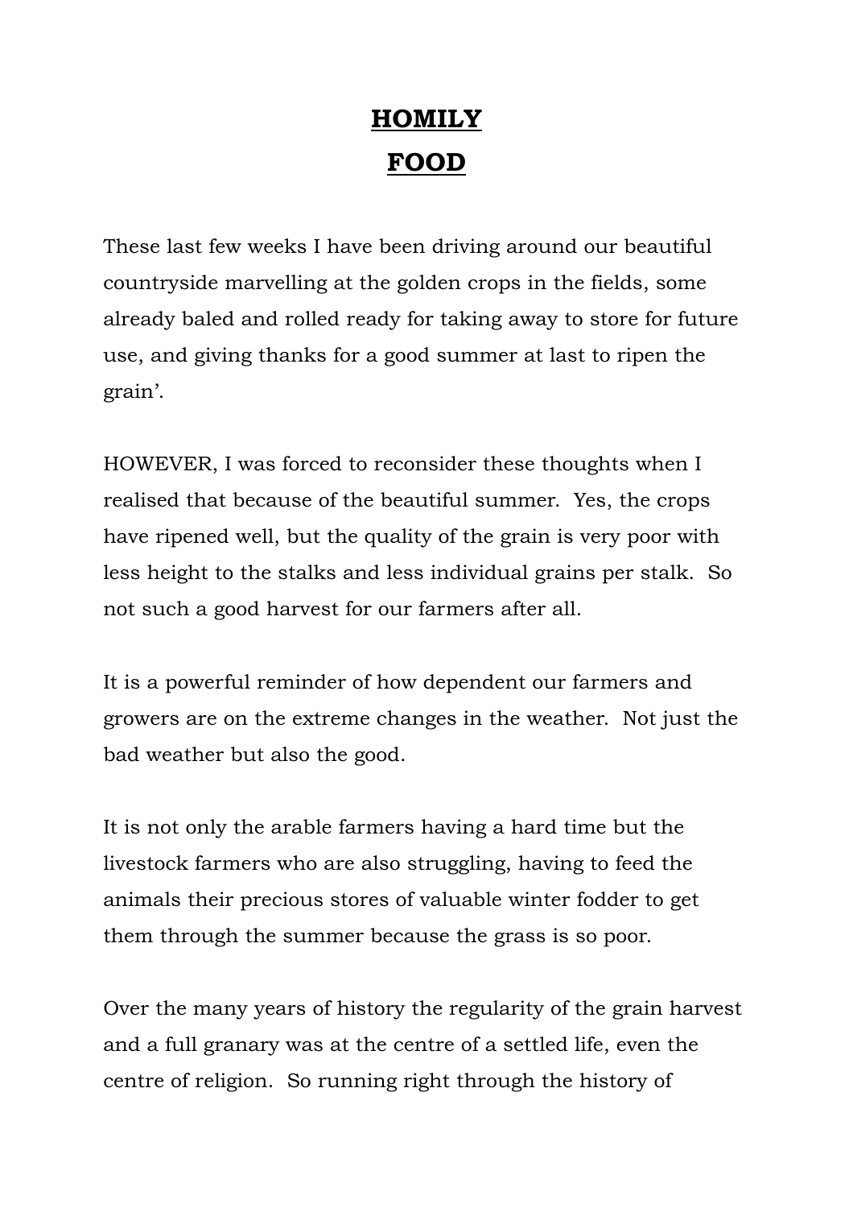# **HOMILY**
# **FOOD**

These last few weeks I have been driving around our beautiful countryside marvelling at the golden crops in the fields, some already baled and rolled ready for taking away to store for future use, and giving thanks for a good summer at last to ripen the grain'.

HOWEVER, I was forced to reconsider these thoughts when I realised that because of the beautiful summer. Yes, the crops have ripened well, but the quality of the grain is very poor with less height to the stalks and less individual grains per stalk. So not such a good harvest for our farmers after all.

It is a powerful reminder of how dependent our farmers and growers are on the extreme changes in the weather. Not just the bad weather but also the good.

It is not only the arable farmers having a hard time but the livestock farmers who are also struggling, having to feed the animals their precious stores of valuable winter fodder to get them through the summer because the grass is so poor.

Over the many years of history the regularity of the grain harvest and a full granary was at the centre of a settled life, even the centre of religion. So running right through the history of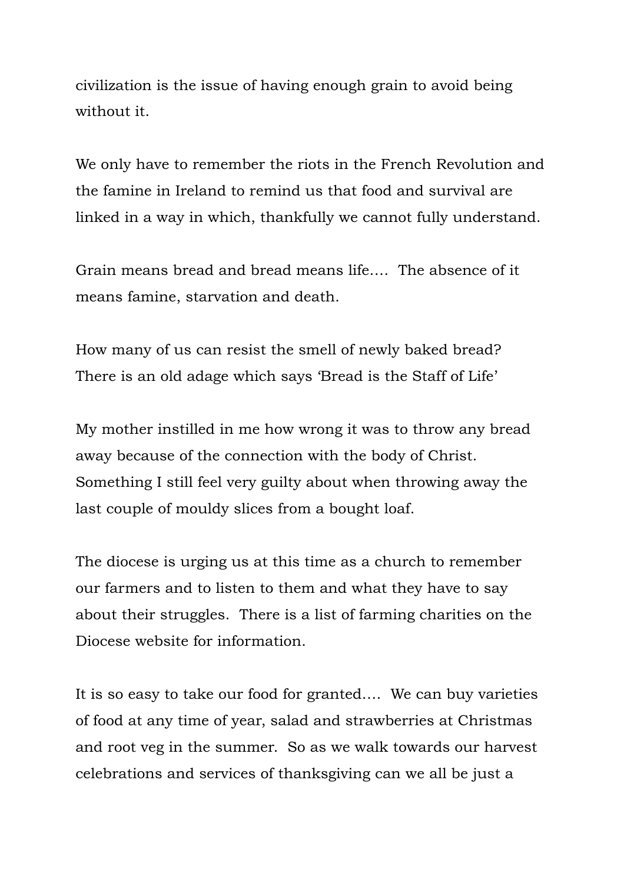civilization is the issue of having enough grain to avoid being without it.

We only have to remember the riots in the French Revolution and the famine in Ireland to remind us that food and survival are linked in a way in which, thankfully we cannot fully understand.

Grain means bread and bread means life…. The absence of it means famine, starvation and death.

How many of us can resist the smell of newly baked bread? There is an old adage which says 'Bread is the Staff of Life'

My mother instilled in me how wrong it was to throw any bread away because of the connection with the body of Christ. Something I still feel very guilty about when throwing away the last couple of mouldy slices from a bought loaf.

The diocese is urging us at this time as a church to remember our farmers and to listen to them and what they have to say about their struggles. There is a list of farming charities on the Diocese website for information.

It is so easy to take our food for granted…. We can buy varieties of food at any time of year, salad and strawberries at Christmas and root veg in the summer. So as we walk towards our harvest celebrations and services of thanksgiving can we all be just a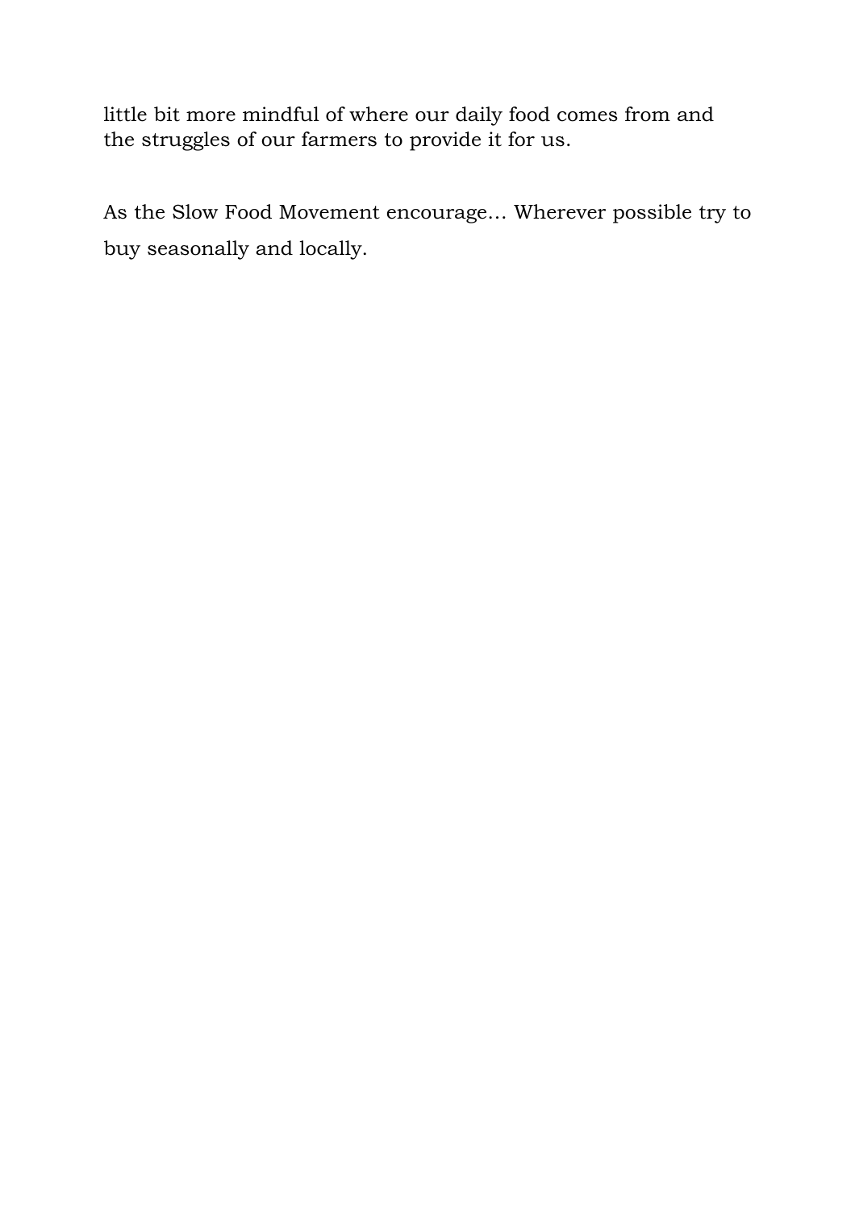little bit more mindful of where our daily food comes from and the struggles of our farmers to provide it for us.

As the Slow Food Movement encourage… Wherever possible try to buy seasonally and locally.